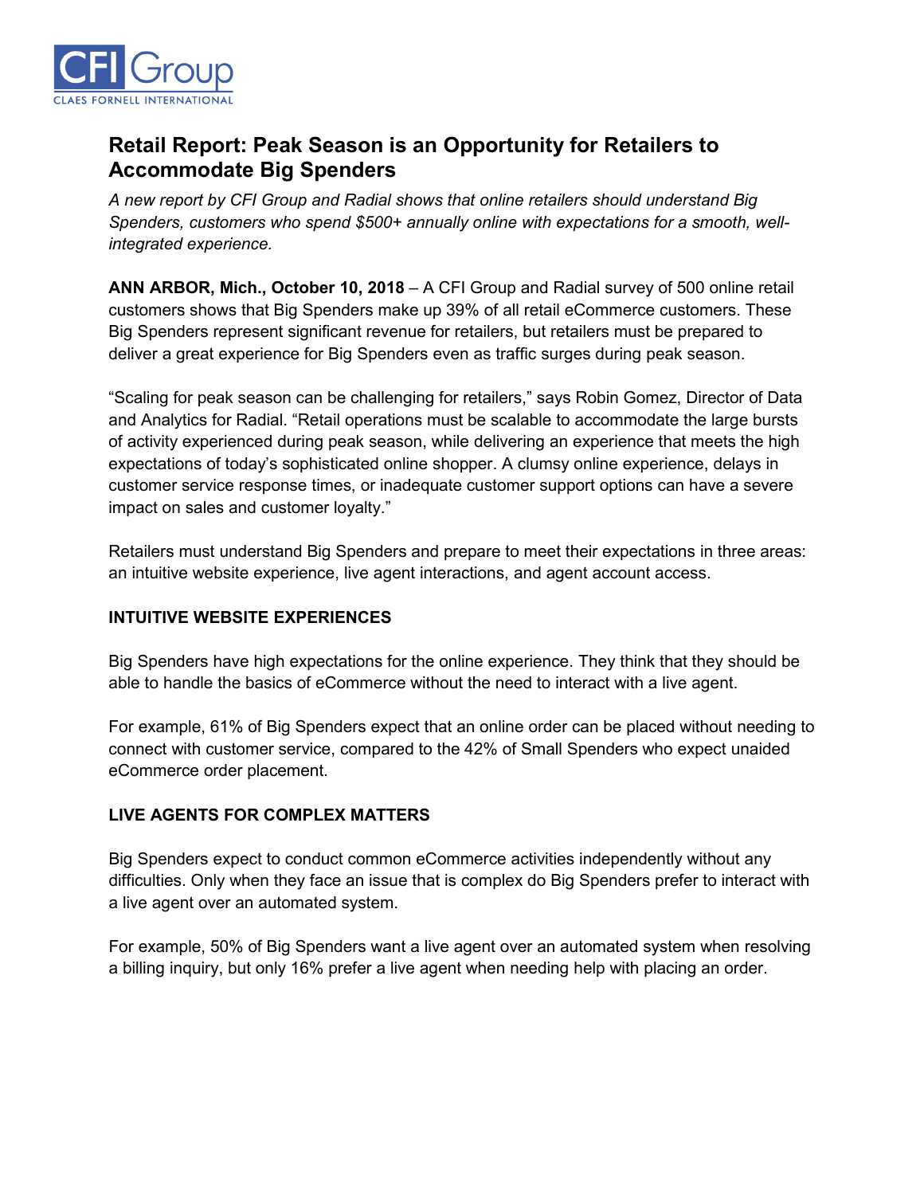CFI Group
CLAES FORNELL INTERNATIONAL

# Retail Report: Peak Season is an Opportunity for Retailers to Accommodate Big Spenders

*A new report by CFI Group and Radial shows that online retailers should understand Big Spenders, customers who spend $500+ annually online with expectations for a smooth, well-integrated experience.*

**ANN ARBOR, Mich., October 10, 2018** – A CFI Group and Radial survey of 500 online retail customers shows that Big Spenders make up 39% of all retail eCommerce customers. These Big Spenders represent significant revenue for retailers, but retailers must be prepared to deliver a great experience for Big Spenders even as traffic surges during peak season.

"Scaling for peak season can be challenging for retailers," says Robin Gomez, Director of Data and Analytics for Radial. "Retail operations must be scalable to accommodate the large bursts of activity experienced during peak season, while delivering an experience that meets the high expectations of today's sophisticated online shopper. A clumsy online experience, delays in customer service response times, or inadequate customer support options can have a severe impact on sales and customer loyalty."

Retailers must understand Big Spenders and prepare to meet their expectations in three areas: an intuitive website experience, live agent interactions, and agent account access.

## INTUITIVE WEBSITE EXPERIENCES

Big Spenders have high expectations for the online experience. They think that they should be able to handle the basics of eCommerce without the need to interact with a live agent.

For example, 61% of Big Spenders expect that an online order can be placed without needing to connect with customer service, compared to the 42% of Small Spenders who expect unaided eCommerce order placement.

## LIVE AGENTS FOR COMPLEX MATTERS

Big Spenders expect to conduct common eCommerce activities independently without any difficulties. Only when they face an issue that is complex do Big Spenders prefer to interact with a live agent over an automated system.

For example, 50% of Big Spenders want a live agent over an automated system when resolving a billing inquiry, but only 16% prefer a live agent when needing help with placing an order.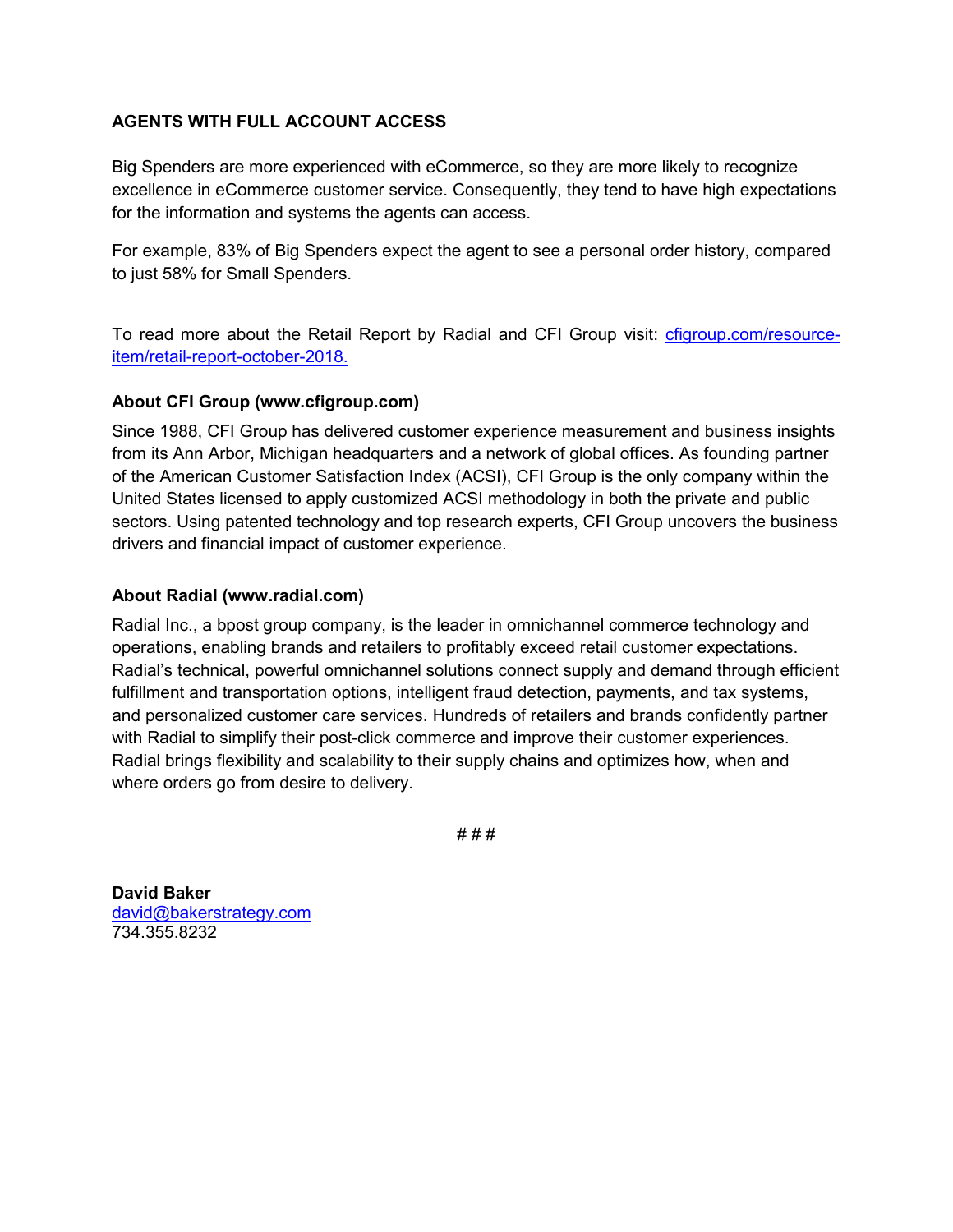**AGENTS WITH FULL ACCOUNT ACCESS**

Big Spenders are more experienced with eCommerce, so they are more likely to recognize excellence in eCommerce customer service. Consequently, they tend to have high expectations for the information and systems the agents can access.

For example, 83% of Big Spenders expect the agent to see a personal order history, compared to just 58% for Small Spenders.

To read more about the Retail Report by Radial and CFI Group visit: [cfigroup.com/resource-item/retail-report-october-2018.](cfigroup.com/resource-item/retail-report-october-2018)

**About CFI Group (www.cfigroup.com)**

Since 1988, CFI Group has delivered customer experience measurement and business insights from its Ann Arbor, Michigan headquarters and a network of global offices. As founding partner of the American Customer Satisfaction Index (ACSI), CFI Group is the only company within the United States licensed to apply customized ACSI methodology in both the private and public sectors. Using patented technology and top research experts, CFI Group uncovers the business drivers and financial impact of customer experience.

**About Radial (www.radial.com)**

Radial Inc., a bpost group company, is the leader in omnichannel commerce technology and operations, enabling brands and retailers to profitably exceed retail customer expectations. Radial's technical, powerful omnichannel solutions connect supply and demand through efficient fulfillment and transportation options, intelligent fraud detection, payments, and tax systems, and personalized customer care services. Hundreds of retailers and brands confidently partner with Radial to simplify their post-click commerce and improve their customer experiences. Radial brings flexibility and scalability to their supply chains and optimizes how, when and where orders go from desire to delivery.

# # #

**David Baker**
david@bakerstrategy.com
734.355.8232